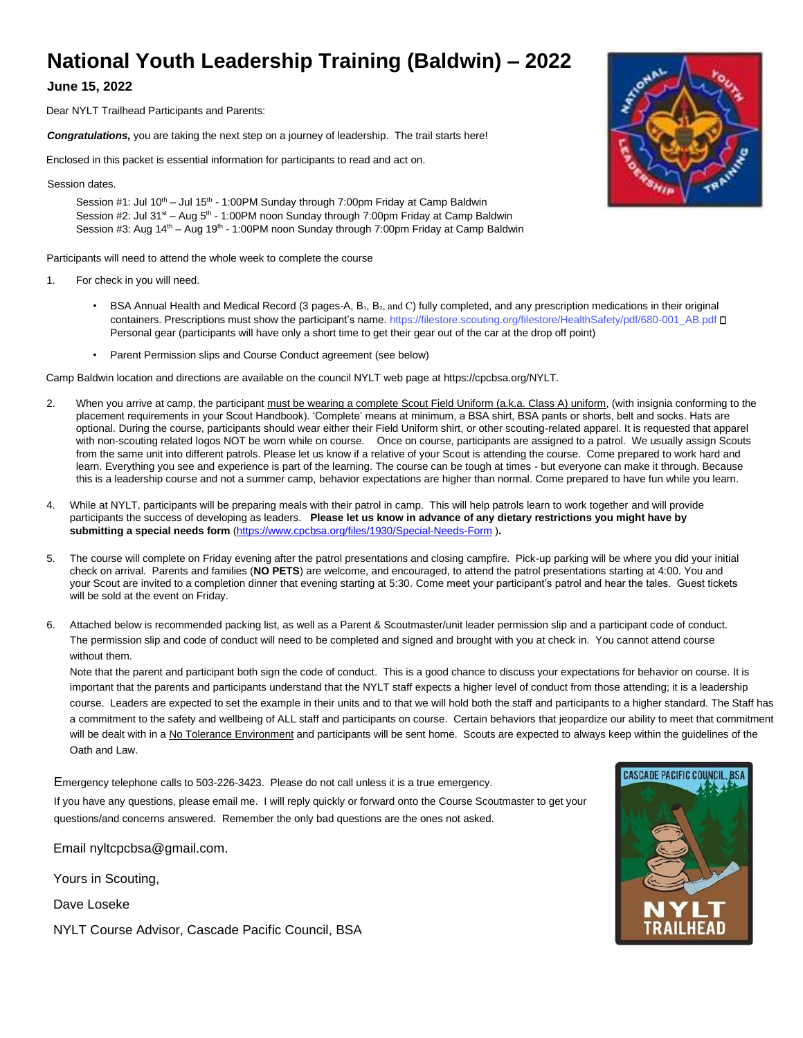# National Youth Leadership Training (Baldwin) – 2022

**June 15, 2022**

Dear NYLT Trailhead Participants and Parents:

***Congratulations,*** you are taking the next step on a journey of leadership. The trail starts here!

Enclosed in this packet is essential information for participants to read and act on.

Session dates.

Session #1: Jul 10th – Jul 15th - 1:00PM Sunday through 7:00pm Friday at Camp Baldwin
Session #2: Jul 31st – Aug 5th - 1:00PM noon Sunday through 7:00pm Friday at Camp Baldwin
Session #3: Aug 14th – Aug 19th - 1:00PM noon Sunday through 7:00pm Friday at Camp Baldwin

Participants will need to attend the whole week to complete the course

1. For check in you will need.

   - BSA Annual Health and Medical Record (3 pages-A, $B_1$, $B_2$, and C) fully completed, and any prescription medications in their original containers. Prescriptions must show the participant's name. https://filestore.scouting.org/filestore/HealthSafety/pdf/680-001_AB.pdf ◻ Personal gear (participants will have only a short time to get their gear out of the car at the drop off point)
   - Parent Permission slips and Course Conduct agreement (see below)

Camp Baldwin location and directions are available on the council NYLT web page at https://cpcbsa.org/NYLT.

2. When you arrive at camp, the participant must be wearing a complete Scout Field Uniform (a.k.a. Class A) uniform, (with insignia conforming to the placement requirements in your Scout Handbook). 'Complete' means at minimum, a BSA shirt, BSA pants or shorts, belt and socks. Hats are optional. During the course, participants should wear either their Field Uniform shirt, or other scouting-related apparel. It is requested that apparel with non-scouting related logos NOT be worn while on course. Once on course, participants are assigned to a patrol. We usually assign Scouts from the same unit into different patrols. Please let us know if a relative of your Scout is attending the course. Come prepared to work hard and learn. Everything you see and experience is part of the learning. The course can be tough at times - but everyone can make it through. Because this is a leadership course and not a summer camp, behavior expectations are higher than normal. Come prepared to have fun while you learn.

4. While at NYLT, participants will be preparing meals with their patrol in camp. This will help patrols learn to work together and will provide participants the success of developing as leaders. **Please let us know in advance of any dietary restrictions you might have by submitting a special needs form** (https://www.cpcbsa.org/files/1930/Special-Needs-Form )**.**

5. The course will complete on Friday evening after the patrol presentations and closing campfire. Pick-up parking will be where you did your initial check on arrival. Parents and families (**NO PETS**) are welcome, and encouraged, to attend the patrol presentations starting at 4:00. You and your Scout are invited to a completion dinner that evening starting at 5:30. Come meet your participant's patrol and hear the tales. Guest tickets will be sold at the event on Friday.

6. Attached below is recommended packing list, as well as a Parent & Scoutmaster/unit leader permission slip and a participant code of conduct. The permission slip and code of conduct will need to be completed and signed and brought with you at check in. You cannot attend course without them.

   Note that the parent and participant both sign the code of conduct. This is a good chance to discuss your expectations for behavior on course. It is important that the parents and participants understand that the NYLT staff expects a higher level of conduct from those attending; it is a leadership course. Leaders are expected to set the example in their units and to that we will hold both the staff and participants to a higher standard. The Staff has a commitment to the safety and wellbeing of ALL staff and participants on course. Certain behaviors that jeopardize our ability to meet that commitment will be dealt with in a No Tolerance Environment and participants will be sent home. Scouts are expected to always keep within the guidelines of the Oath and Law.

Emergency telephone calls to 503-226-3423. Please do not call unless it is a true emergency.

If you have any questions, please email me. I will reply quickly or forward onto the Course Scoutmaster to get your questions/and concerns answered. Remember the only bad questions are the ones not asked.

Email nyltcpcbsa@gmail.com.

Yours in Scouting,

Dave Loseke

NYLT Course Advisor, Cascade Pacific Council, BSA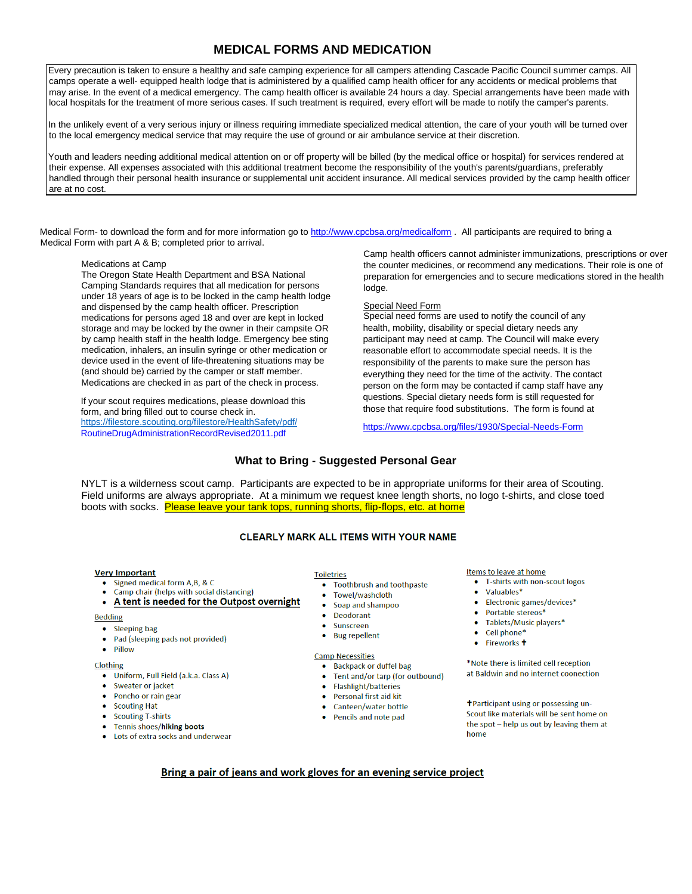# MEDICAL FORMS AND MEDICATION

Every precaution is taken to ensure a healthy and safe camping experience for all campers attending Cascade Pacific Council summer camps. All camps operate a well- equipped health lodge that is administered by a qualified camp health officer for any accidents or medical problems that may arise. In the event of a medical emergency. The camp health officer is available 24 hours a day. Special arrangements have been made with local hospitals for the treatment of more serious cases. If such treatment is required, every effort will be made to notify the camper's parents.

In the unlikely event of a very serious injury or illness requiring immediate specialized medical attention, the care of your youth will be turned over to the local emergency medical service that may require the use of ground or air ambulance service at their discretion.

Youth and leaders needing additional medical attention on or off property will be billed (by the medical office or hospital) for services rendered at their expense. All expenses associated with this additional treatment become the responsibility of the youth's parents/guardians, preferably handled through their personal health insurance or supplemental unit accident insurance. All medical services provided by the camp health officer are at no cost.

Medical Form- to download the form and for more information go to http://www.cpcbsa.org/medicalform . All participants are required to bring a Medical Form with part A & B; completed prior to arrival.

Medications at Camp
The Oregon State Health Department and BSA National Camping Standards requires that all medication for persons under 18 years of age is to be locked in the camp health lodge and dispensed by the camp health officer. Prescription medications for persons aged 18 and over are kept in locked storage and may be locked by the owner in their campsite OR by camp health staff in the health lodge. Emergency bee sting medication, inhalers, an insulin syringe or other medication or device used in the event of life-threatening situations may be (and should be) carried by the camper or staff member. Medications are checked in as part of the check in process.

If your scout requires medications, please download this form, and bring filled out to course check in.
https://filestore.scouting.org/filestore/HealthSafety/pdf/RoutineDrugAdministrationRecordRevised2011.pdf

Camp health officers cannot administer immunizations, prescriptions or over the counter medicines, or recommend any medications. Their role is one of preparation for emergencies and to secure medications stored in the health lodge.

Special Need Form
Special need forms are used to notify the council of any health, mobility, disability or special dietary needs any participant may need at camp. The Council will make every reasonable effort to accommodate special needs. It is the responsibility of the parents to make sure the person has everything they need for the time of the activity. The contact person on the form may be contacted if camp staff have any questions. Special dietary needs form is still requested for those that require food substitutions. The form is found at

https://www.cpcbsa.org/files/1930/Special-Needs-Form

## What to Bring - Suggested Personal Gear

NYLT is a wilderness scout camp. Participants are expected to be in appropriate uniforms for their area of Scouting. Field uniforms are always appropriate. At a minimum we request knee length shorts, no logo t-shirts, and close toed boots with socks. Please leave your tank tops, running shorts, flip-flops, etc. at home

### CLEARLY MARK ALL ITEMS WITH YOUR NAME

**Very Important**
- Signed medical form A,B, & C
- Camp chair (helps with social distancing)
- **A tent is needed for the Outpost overnight**

Bedding
- Sleeping bag
- Pad (sleeping pads not provided)
- Pillow

Clothing
- Uniform, Full Field (a.k.a. Class A)
- Sweater or jacket
- Poncho or rain gear
- Scouting Hat
- Scouting T-shirts
- Tennis shoes/**hiking boots**
- Lots of extra socks and underwear

Toiletries
- Toothbrush and toothpaste
- Towel/washcloth
- Soap and shampoo
- Deodorant
- Sunscreen
- Bug repellent

Camp Necessities
- Backpack or duffel bag
- Tent and/or tarp (for outbound)
- Flashlight/batteries
- Personal first aid kit
- Canteen/water bottle
- Pencils and note pad

Items to leave at home
- T-shirts with non-scout logos
- Valuables*
- Electronic games/devices*
- Portable stereos*
- Tablets/Music players*
- Cell phone*
- Fireworks ✝

*Note there is limited cell reception at Baldwin and no internet coonection

✝Participant using or possessing un-Scout like materials will be sent home on the spot – help us out by leaving them at home

**Bring a pair of jeans and work gloves for an evening service project**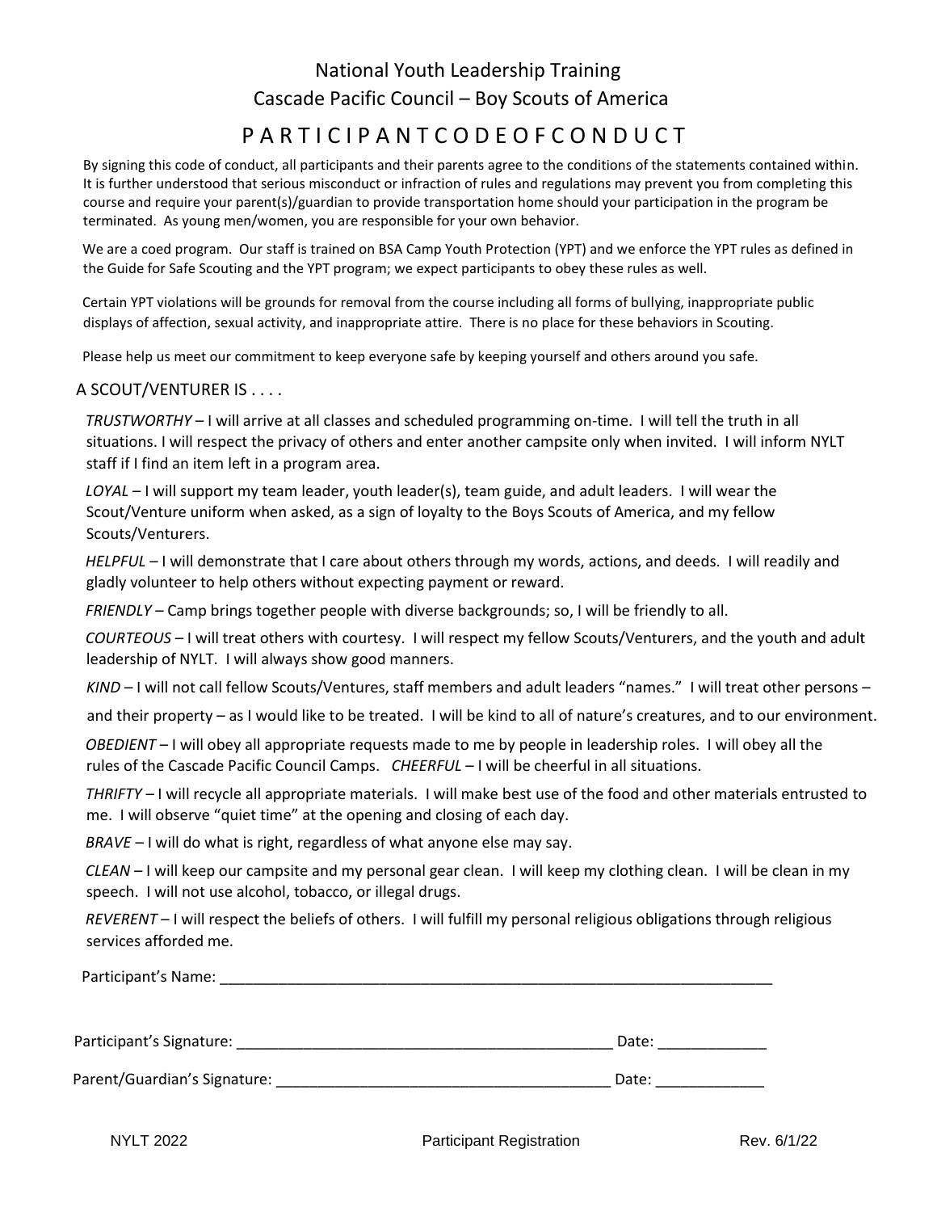# National Youth Leadership Training

## Cascade Pacific Council – Boy Scouts of America

## P A R T I C I P A N T C O D E O F C O N D U C T

By signing this code of conduct, all participants and their parents agree to the conditions of the statements contained within. It is further understood that serious misconduct or infraction of rules and regulations may prevent you from completing this course and require your parent(s)/guardian to provide transportation home should your participation in the program be terminated. As young men/women, you are responsible for your own behavior.

We are a coed program. Our staff is trained on BSA Camp Youth Protection (YPT) and we enforce the YPT rules as defined in the Guide for Safe Scouting and the YPT program; we expect participants to obey these rules as well.

Certain YPT violations will be grounds for removal from the course including all forms of bullying, inappropriate public displays of affection, sexual activity, and inappropriate attire. There is no place for these behaviors in Scouting.

Please help us meet our commitment to keep everyone safe by keeping yourself and others around you safe.

A SCOUT/VENTURER IS . . . .

*TRUSTWORTHY* – I will arrive at all classes and scheduled programming on-time. I will tell the truth in all situations. I will respect the privacy of others and enter another campsite only when invited. I will inform NYLT staff if I find an item left in a program area.

*LOYAL* – I will support my team leader, youth leader(s), team guide, and adult leaders. I will wear the Scout/Venture uniform when asked, as a sign of loyalty to the Boys Scouts of America, and my fellow Scouts/Venturers.

*HELPFUL* – I will demonstrate that I care about others through my words, actions, and deeds. I will readily and gladly volunteer to help others without expecting payment or reward.

*FRIENDLY* – Camp brings together people with diverse backgrounds; so, I will be friendly to all.

*COURTEOUS* – I will treat others with courtesy. I will respect my fellow Scouts/Venturers, and the youth and adult leadership of NYLT. I will always show good manners.

*KIND* – I will not call fellow Scouts/Ventures, staff members and adult leaders "names." I will treat other persons – and their property – as I would like to be treated. I will be kind to all of nature's creatures, and to our environment.

*OBEDIENT* – I will obey all appropriate requests made to me by people in leadership roles. I will obey all the rules of the Cascade Pacific Council Camps. *CHEERFUL* – I will be cheerful in all situations.

*THRIFTY* – I will recycle all appropriate materials. I will make best use of the food and other materials entrusted to me. I will observe "quiet time" at the opening and closing of each day.

*BRAVE* – I will do what is right, regardless of what anyone else may say.

*CLEAN* – I will keep our campsite and my personal gear clean. I will keep my clothing clean. I will be clean in my speech. I will not use alcohol, tobacco, or illegal drugs.

*REVERENT* – I will respect the beliefs of others. I will fulfill my personal religious obligations through religious services afforded me.

Participant's Name: ____________________________________________________________________

Participant's Signature: _____________________________________________ Date: _____________

Parent/Guardian's Signature: ________________________________________ Date: _____________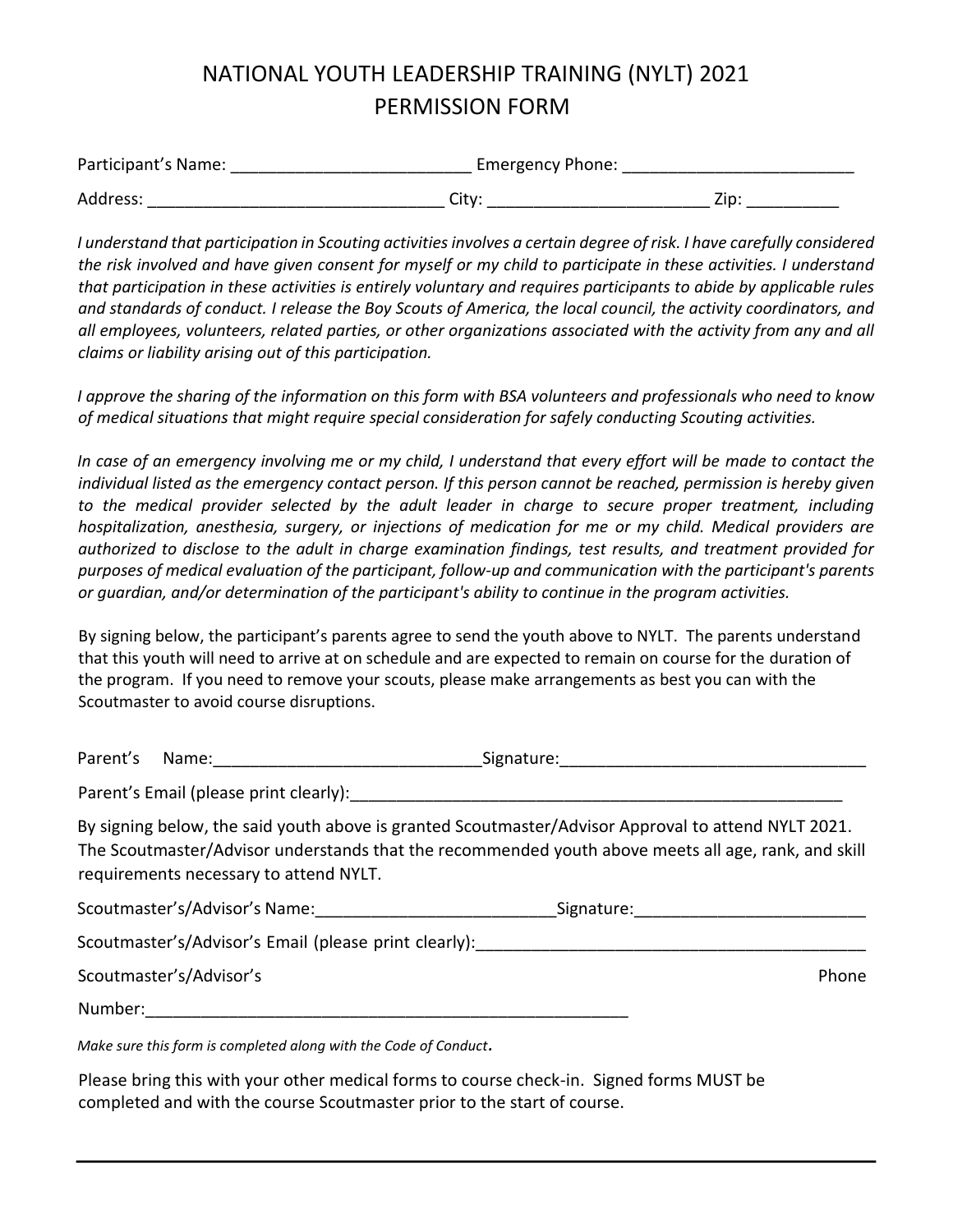# NATIONAL YOUTH LEADERSHIP TRAINING (NYLT) 2021
# PERMISSION FORM

Participant's Name: __________________________ Emergency Phone: ________________________

Address: ________________________________ City: ________________________ Zip: __________

*I understand that participation in Scouting activities involves a certain degree of risk. I have carefully considered the risk involved and have given consent for myself or my child to participate in these activities. I understand that participation in these activities is entirely voluntary and requires participants to abide by applicable rules and standards of conduct. I release the Boy Scouts of America, the local council, the activity coordinators, and all employees, volunteers, related parties, or other organizations associated with the activity from any and all claims or liability arising out of this participation.*

*I approve the sharing of the information on this form with BSA volunteers and professionals who need to know of medical situations that might require special consideration for safely conducting Scouting activities.*

*In case of an emergency involving me or my child, I understand that every effort will be made to contact the individual listed as the emergency contact person. If this person cannot be reached, permission is hereby given to the medical provider selected by the adult leader in charge to secure proper treatment, including hospitalization, anesthesia, surgery, or injections of medication for me or my child. Medical providers are authorized to disclose to the adult in charge examination findings, test results, and treatment provided for purposes of medical evaluation of the participant, follow-up and communication with the participant's parents or guardian, and/or determination of the participant's ability to continue in the program activities.*

By signing below, the participant's parents agree to send the youth above to NYLT. The parents understand that this youth will need to arrive at on schedule and are expected to remain on course for the duration of the program. If you need to remove your scouts, please make arrangements as best you can with the Scoutmaster to avoid course disruptions.

Parent's Name:_____________________________Signature:_________________________________

Parent's Email (please print clearly):_______________________________________________________

By signing below, the said youth above is granted Scoutmaster/Advisor Approval to attend NYLT 2021. The Scoutmaster/Advisor understands that the recommended youth above meets all age, rank, and skill requirements necessary to attend NYLT.

Scoutmaster's/Advisor's Name:__________________________Signature:________________________

Scoutmaster's/Advisor's Email (please print clearly):__________________________________________

Scoutmaster's/Advisor's Phone Number:_____________________________________________________

*Make sure this form is completed along with the Code of Conduct.*

Please bring this with your other medical forms to course check-in. Signed forms MUST be completed and with the course Scoutmaster prior to the start of course.